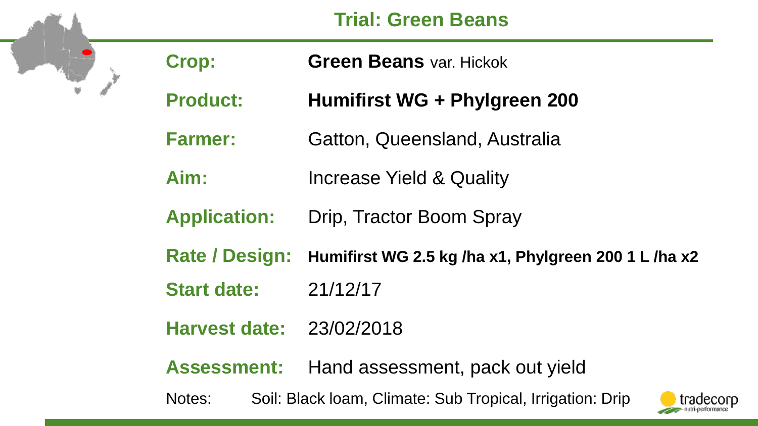# Trial: Green Beans

**Crop:** **Green Beans** var. Hickok

**Product:** **Humifirst WG + Phylgreen 200**

**Farmer:** Gatton, Queensland, Australia

**Aim:** Increase Yield & Quality

**Application:** Drip, Tractor Boom Spray

**Rate / Design:** **Humifirst WG 2.5 kg /ha x1, Phylgreen 200 1 L /ha x2**

**Start date:** 21/12/17

**Harvest date:** 23/02/2018

**Assessment:** Hand assessment, pack out yield

Notes: Soil: Black loam, Climate: Sub Tropical, Irrigation: Drip

tradecorp nutri-performance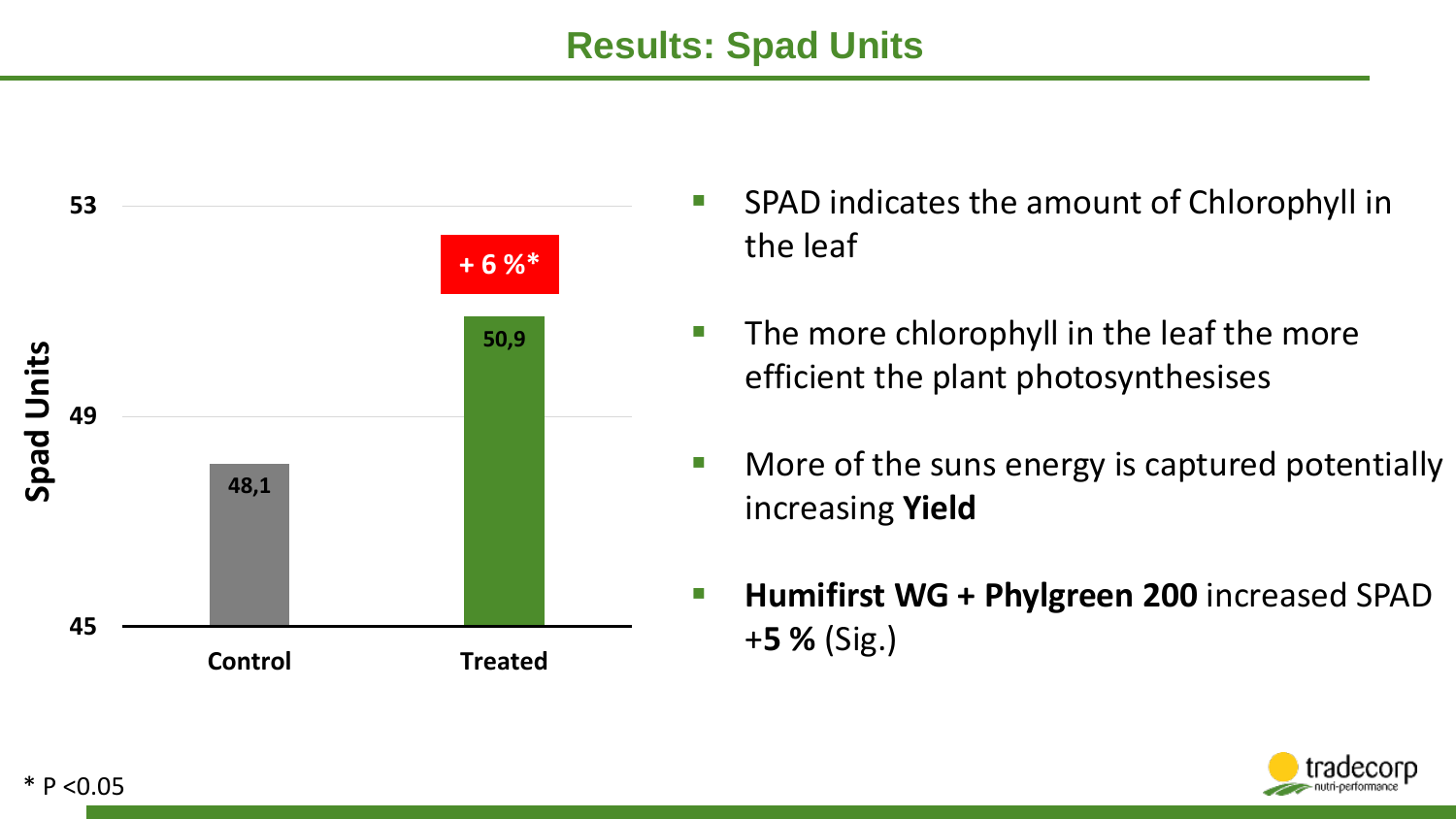# Results: Spad Units

| | Control | Treated |
|---|---|---|
| Spad Units | 48,1 | 50,9 (+ 6 %*) |

- SPAD indicates the amount of Chlorophyll in the leaf
- The more chlorophyll in the leaf the more efficient the plant photosynthesises
- More of the suns energy is captured potentially increasing **Yield**
- **Humifirst WG + Phylgreen 200** increased SPAD +**5 %** (Sig.)

* $P < 0.05$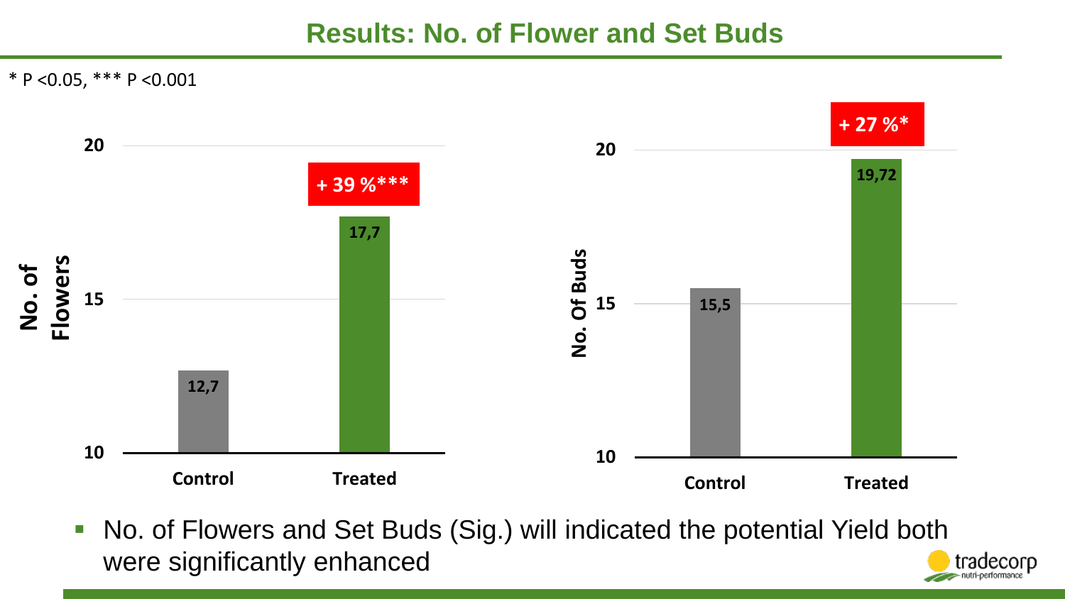## Results: No. of Flower and Set Buds

* P <0.05, *** P <0.001

| | Control | Treated | Change |
|---|---|---|---|
| No. of Flowers | 12,7 | 17,7 | + 39 %*** |
| No. Of Buds | 15,5 | 19,72 | + 27 %* |

- No. of Flowers and Set Buds (Sig.) will indicated the potential Yield both were significantly enhanced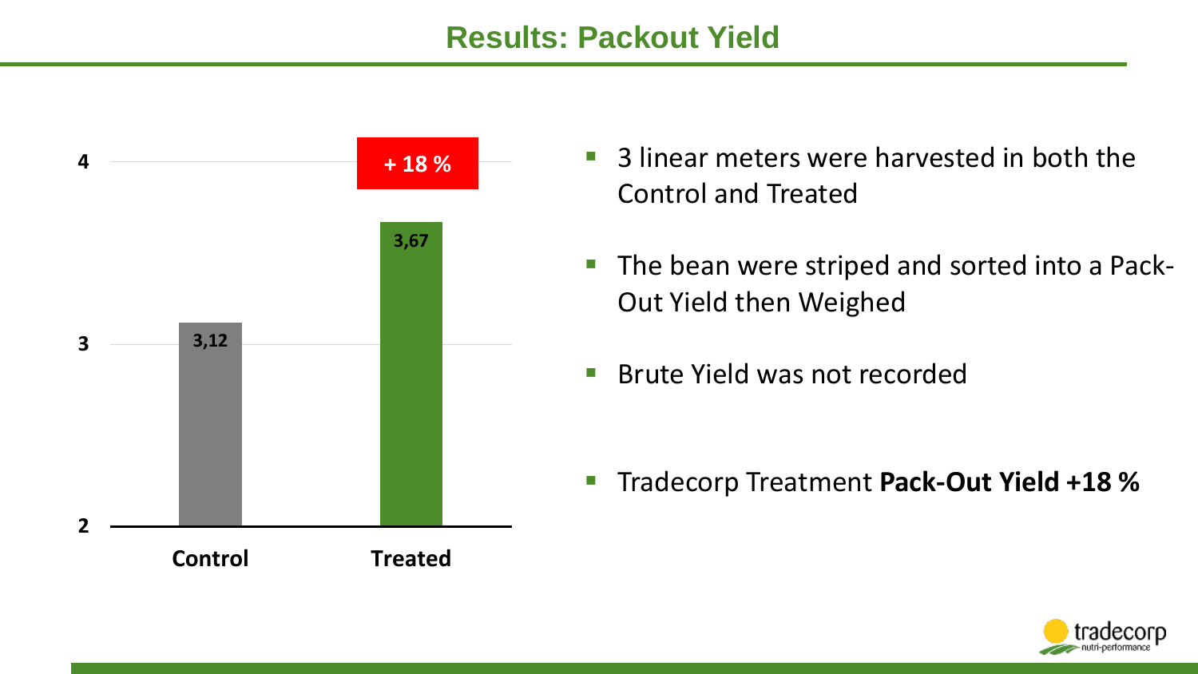## Results: Packout Yield

| | Control | Treated |
|---|---|---|
| Packout Yield | 3,12 | 3,67 |

+ 18 %

- 3 linear meters were harvested in both the Control and Treated
- The bean were striped and sorted into a Pack-Out Yield then Weighed
- Brute Yield was not recorded
- Tradecorp Treatment **Pack-Out Yield +18 %**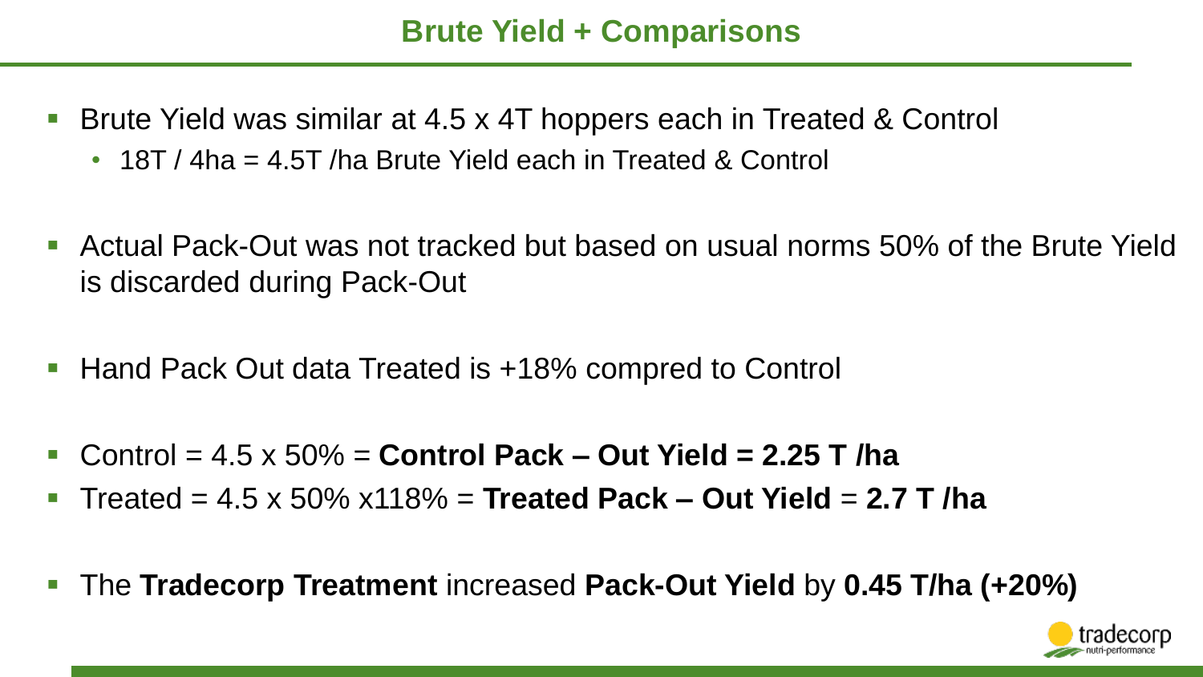## Brute Yield + Comparisons

- Brute Yield was similar at 4.5 x 4T hoppers each in Treated & Control
  - 18T / 4ha = 4.5T /ha Brute Yield each in Treated & Control

- Actual Pack-Out was not tracked but based on usual norms 50% of the Brute Yield is discarded during Pack-Out

- Hand Pack Out data Treated is +18% compred to Control

- Control = 4.5 x 50% = **Control Pack – Out Yield = 2.25 T /ha**
- Treated = 4.5 x 50% x118% = **Treated Pack – Out Yield** = **2.7 T /ha**

- The **Tradecorp Treatment** increased **Pack-Out Yield** by **0.45 T/ha (+20%)**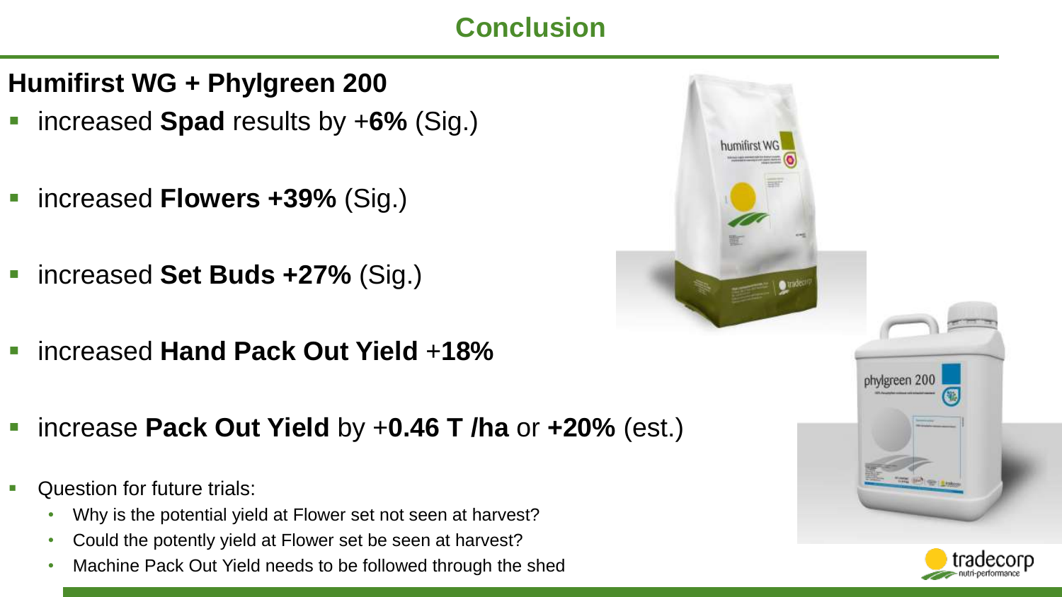# Conclusion

## Humifirst WG + Phylgreen 200

- increased **Spad** results by +**6%** (Sig.)
- increased **Flowers +39%** (Sig.)
- increased **Set Buds +27%** (Sig.)
- increased **Hand Pack Out Yield** +**18%**
- increase **Pack Out Yield** by +**0.46 T /ha** or **+20%** (est.)
- Question for future trials:
  - Why is the potential yield at Flower set not seen at harvest?
  - Could the potently yield at Flower set be seen at harvest?
  - Machine Pack Out Yield needs to be followed through the shed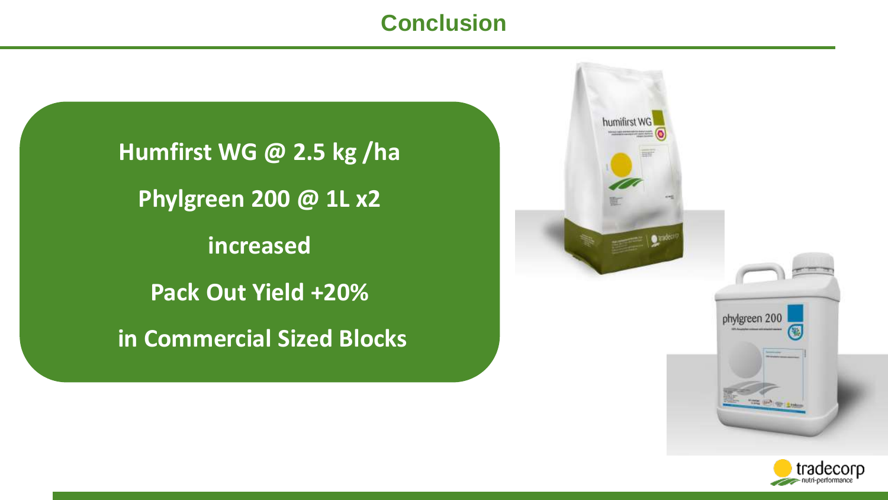# Conclusion

**Humfirst WG @ 2.5 kg /ha**

**Phylgreen 200 @ 1L x2**

**increased**

**Pack Out Yield +20%**

**in Commercial Sized Blocks**